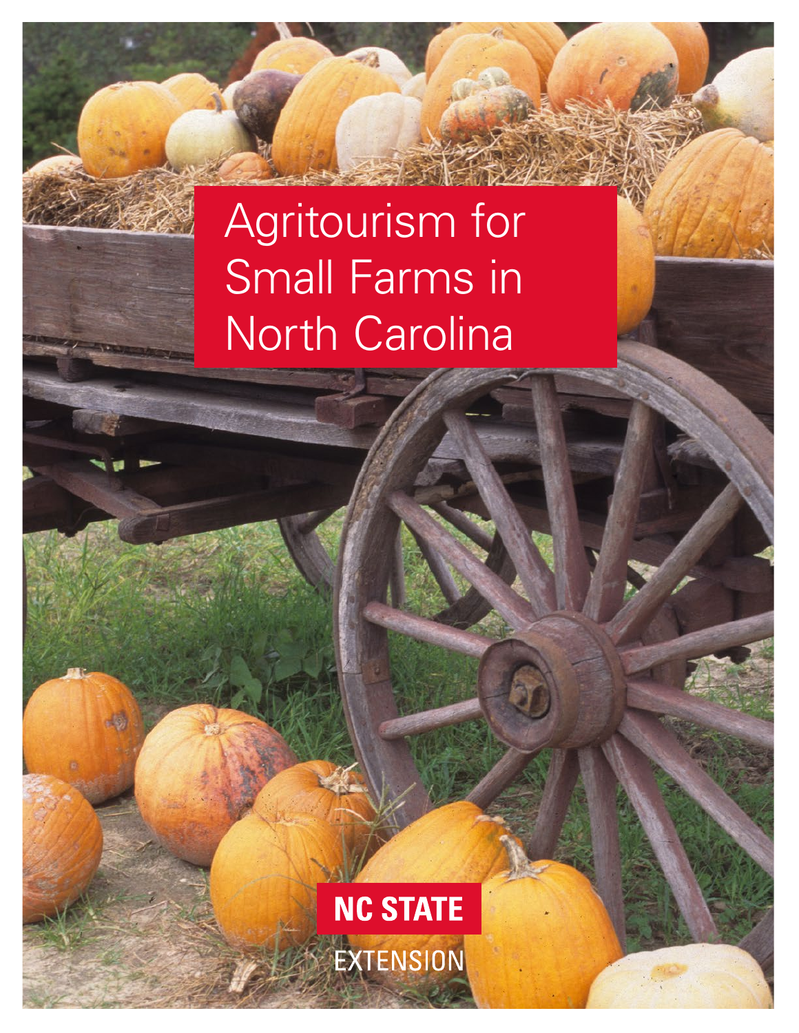# Agritourism for Small Farms in North Carolina

NC STATE EXTENSION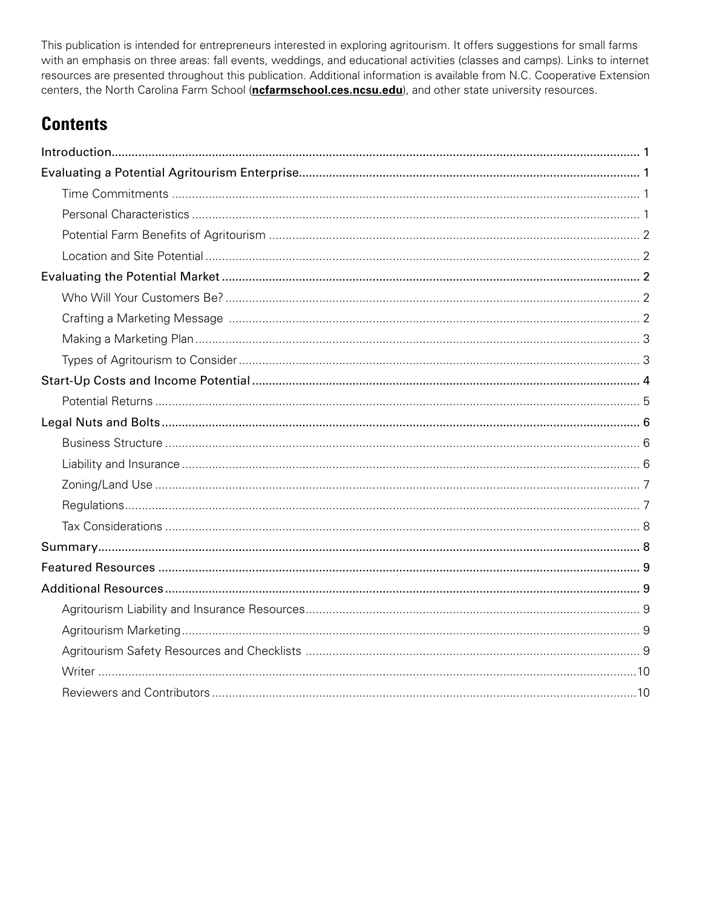This publication is intended for entrepreneurs interested in exploring agritourism. It offers suggestions for small farms with an emphasis on three areas: fall events, weddings, and educational activities (classes and camps). Links to internet resources are presented throughout this publication. Additional information is available from N.C. Cooperative Extension centers, the North Carolina Farm School (**ncfarmschool.ces.ncsu.edu**), and other state university resources.

## Contents

- Introduction ... 1
- Evaluating a Potential Agritourism Enterprise ... 1
  - Time Commitments ... 1
  - Personal Characteristics ... 1
  - Potential Farm Benefits of Agritourism ... 2
  - Location and Site Potential ... 2
- Evaluating the Potential Market ... 2
  - Who Will Your Customers Be? ... 2
  - Crafting a Marketing Message ... 2
  - Making a Marketing Plan ... 3
  - Types of Agritourism to Consider ... 3
- Start-Up Costs and Income Potential ... 4
  - Potential Returns ... 5
- Legal Nuts and Bolts ... 6
  - Business Structure ... 6
  - Liability and Insurance ... 6
  - Zoning/Land Use ... 7
  - Regulations ... 7
  - Tax Considerations ... 8
- Summary ... 8
- Featured Resources ... 9
- Additional Resources ... 9
  - Agritourism Liability and Insurance Resources ... 9
  - Agritourism Marketing ... 9
  - Agritourism Safety Resources and Checklists ... 9
  - Writer ... 10
  - Reviewers and Contributors ... 10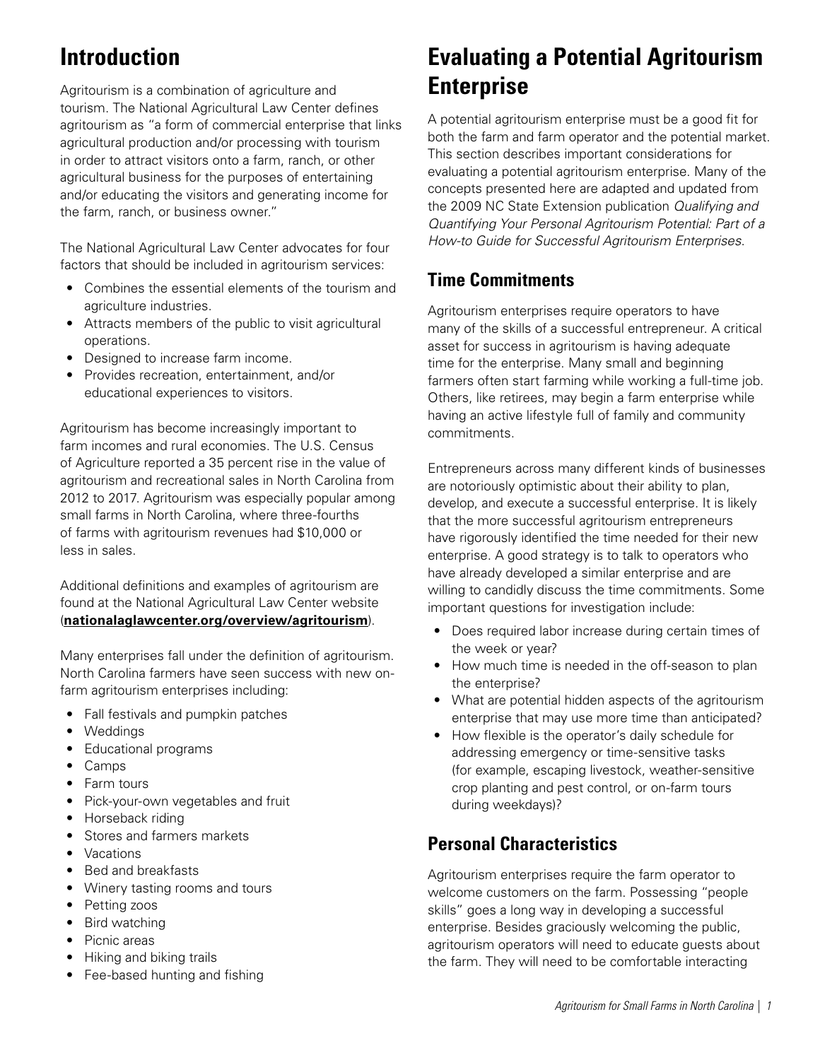# Introduction

Agritourism is a combination of agriculture and tourism. The National Agricultural Law Center defines agritourism as "a form of commercial enterprise that links agricultural production and/or processing with tourism in order to attract visitors onto a farm, ranch, or other agricultural business for the purposes of entertaining and/or educating the visitors and generating income for the farm, ranch, or business owner."

The National Agricultural Law Center advocates for four factors that should be included in agritourism services:

- Combines the essential elements of the tourism and agriculture industries.
- Attracts members of the public to visit agricultural operations.
- Designed to increase farm income.
- Provides recreation, entertainment, and/or educational experiences to visitors.

Agritourism has become increasingly important to farm incomes and rural economies. The U.S. Census of Agriculture reported a 35 percent rise in the value of agritourism and recreational sales in North Carolina from 2012 to 2017. Agritourism was especially popular among small farms in North Carolina, where three-fourths of farms with agritourism revenues had $10,000 or less in sales.

Additional definitions and examples of agritourism are found at the National Agricultural Law Center website (**nationalaglawcenter.org/overview/agritourism**).

Many enterprises fall under the definition of agritourism. North Carolina farmers have seen success with new on-farm agritourism enterprises including:

- Fall festivals and pumpkin patches
- Weddings
- Educational programs
- Camps
- Farm tours
- Pick-your-own vegetables and fruit
- Horseback riding
- Stores and farmers markets
- Vacations
- Bed and breakfasts
- Winery tasting rooms and tours
- Petting zoos
- Bird watching
- Picnic areas
- Hiking and biking trails
- Fee-based hunting and fishing

# Evaluating a Potential Agritourism Enterprise

A potential agritourism enterprise must be a good fit for both the farm and farm operator and the potential market. This section describes important considerations for evaluating a potential agritourism enterprise. Many of the concepts presented here are adapted and updated from the 2009 NC State Extension publication *Qualifying and Quantifying Your Personal Agritourism Potential: Part of a How-to Guide for Successful Agritourism Enterprises*.

## Time Commitments

Agritourism enterprises require operators to have many of the skills of a successful entrepreneur. A critical asset for success in agritourism is having adequate time for the enterprise. Many small and beginning farmers often start farming while working a full-time job. Others, like retirees, may begin a farm enterprise while having an active lifestyle full of family and community commitments.

Entrepreneurs across many different kinds of businesses are notoriously optimistic about their ability to plan, develop, and execute a successful enterprise. It is likely that the more successful agritourism entrepreneurs have rigorously identified the time needed for their new enterprise. A good strategy is to talk to operators who have already developed a similar enterprise and are willing to candidly discuss the time commitments. Some important questions for investigation include:

- Does required labor increase during certain times of the week or year?
- How much time is needed in the off-season to plan the enterprise?
- What are potential hidden aspects of the agritourism enterprise that may use more time than anticipated?
- How flexible is the operator's daily schedule for addressing emergency or time-sensitive tasks (for example, escaping livestock, weather-sensitive crop planting and pest control, or on-farm tours during weekdays)?

## Personal Characteristics

Agritourism enterprises require the farm operator to welcome customers on the farm. Possessing "people skills" goes a long way in developing a successful enterprise. Besides graciously welcoming the public, agritourism operators will need to educate guests about the farm. They will need to be comfortable interacting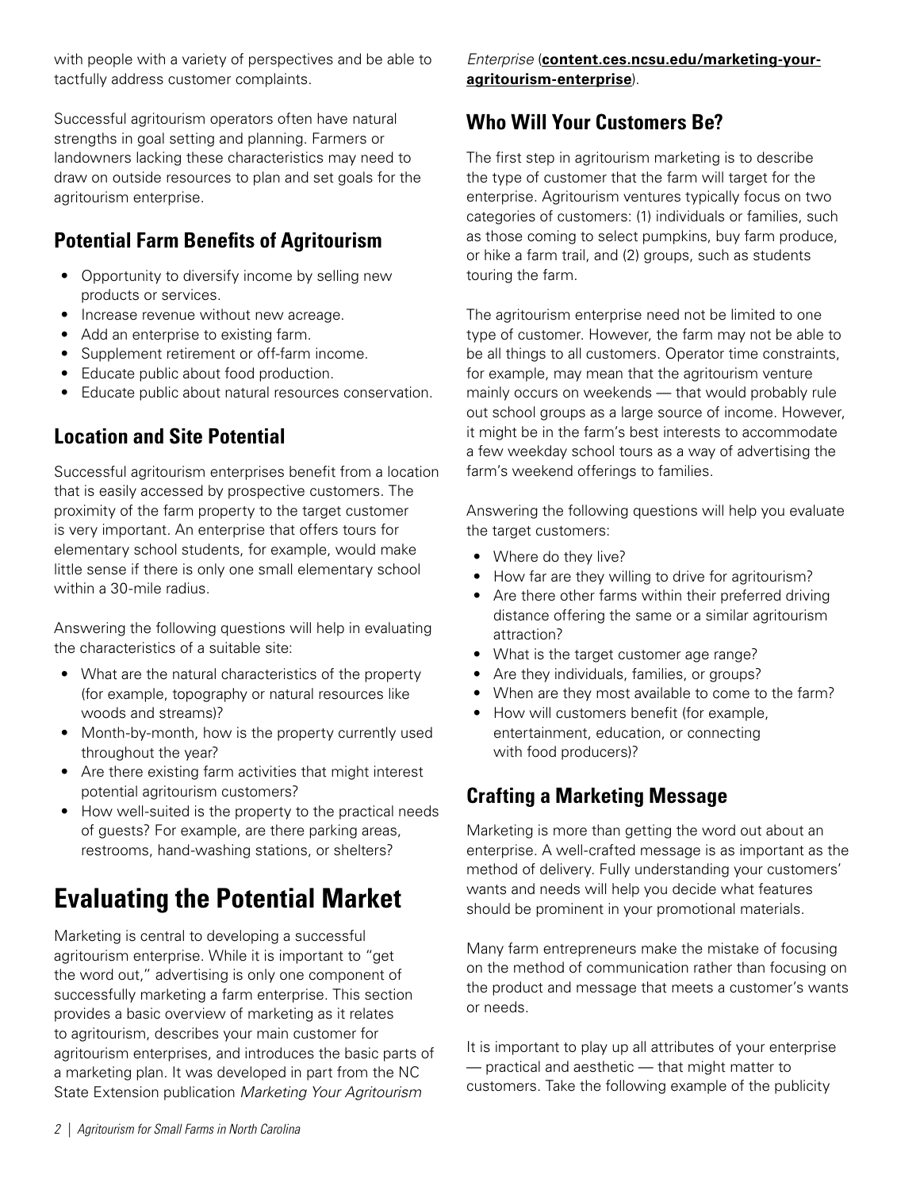with people with a variety of perspectives and be able to tactfully address customer complaints.

Successful agritourism operators often have natural strengths in goal setting and planning. Farmers or landowners lacking these characteristics may need to draw on outside resources to plan and set goals for the agritourism enterprise.

### Potential Farm Benefits of Agritourism

- Opportunity to diversify income by selling new products or services.
- Increase revenue without new acreage.
- Add an enterprise to existing farm.
- Supplement retirement or off-farm income.
- Educate public about food production.
- Educate public about natural resources conservation.

### Location and Site Potential

Successful agritourism enterprises benefit from a location that is easily accessed by prospective customers. The proximity of the farm property to the target customer is very important. An enterprise that offers tours for elementary school students, for example, would make little sense if there is only one small elementary school within a 30-mile radius.

Answering the following questions will help in evaluating the characteristics of a suitable site:

- What are the natural characteristics of the property (for example, topography or natural resources like woods and streams)?
- Month-by-month, how is the property currently used throughout the year?
- Are there existing farm activities that might interest potential agritourism customers?
- How well-suited is the property to the practical needs of guests? For example, are there parking areas, restrooms, hand-washing stations, or shelters?

## Evaluating the Potential Market

Marketing is central to developing a successful agritourism enterprise. While it is important to "get the word out," advertising is only one component of successfully marketing a farm enterprise. This section provides a basic overview of marketing as it relates to agritourism, describes your main customer for agritourism enterprises, and introduces the basic parts of a marketing plan. It was developed in part from the NC State Extension publication *Marketing Your Agritourism Enterprise* (**content.ces.ncsu.edu/marketing-your-agritourism-enterprise**).

### Who Will Your Customers Be?

The first step in agritourism marketing is to describe the type of customer that the farm will target for the enterprise. Agritourism ventures typically focus on two categories of customers: (1) individuals or families, such as those coming to select pumpkins, buy farm produce, or hike a farm trail, and (2) groups, such as students touring the farm.

The agritourism enterprise need not be limited to one type of customer. However, the farm may not be able to be all things to all customers. Operator time constraints, for example, may mean that the agritourism venture mainly occurs on weekends — that would probably rule out school groups as a large source of income. However, it might be in the farm's best interests to accommodate a few weekday school tours as a way of advertising the farm's weekend offerings to families.

Answering the following questions will help you evaluate the target customers:

- Where do they live?
- How far are they willing to drive for agritourism?
- Are there other farms within their preferred driving distance offering the same or a similar agritourism attraction?
- What is the target customer age range?
- Are they individuals, families, or groups?
- When are they most available to come to the farm?
- How will customers benefit (for example, entertainment, education, or connecting with food producers)?

### Crafting a Marketing Message

Marketing is more than getting the word out about an enterprise. A well-crafted message is as important as the method of delivery. Fully understanding your customers' wants and needs will help you decide what features should be prominent in your promotional materials.

Many farm entrepreneurs make the mistake of focusing on the method of communication rather than focusing on the product and message that meets a customer's wants or needs.

It is important to play up all attributes of your enterprise — practical and aesthetic — that might matter to customers. Take the following example of the publicity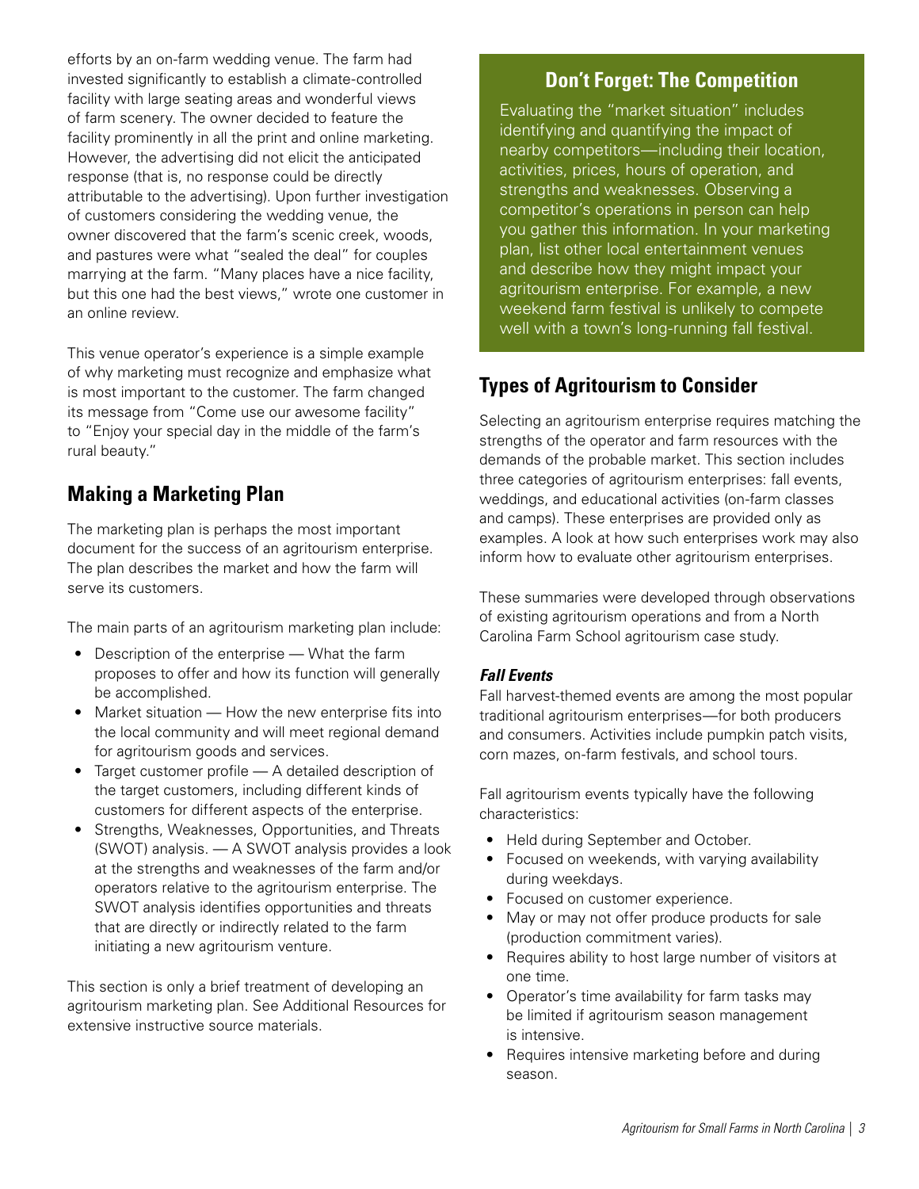efforts by an on-farm wedding venue. The farm had invested significantly to establish a climate-controlled facility with large seating areas and wonderful views of farm scenery. The owner decided to feature the facility prominently in all the print and online marketing. However, the advertising did not elicit the anticipated response (that is, no response could be directly attributable to the advertising). Upon further investigation of customers considering the wedding venue, the owner discovered that the farm's scenic creek, woods, and pastures were what "sealed the deal" for couples marrying at the farm. "Many places have a nice facility, but this one had the best views," wrote one customer in an online review.

This venue operator's experience is a simple example of why marketing must recognize and emphasize what is most important to the customer. The farm changed its message from "Come use our awesome facility" to "Enjoy your special day in the middle of the farm's rural beauty."

## Making a Marketing Plan

The marketing plan is perhaps the most important document for the success of an agritourism enterprise. The plan describes the market and how the farm will serve its customers.

The main parts of an agritourism marketing plan include:

- Description of the enterprise — What the farm proposes to offer and how its function will generally be accomplished.
- Market situation — How the new enterprise fits into the local community and will meet regional demand for agritourism goods and services.
- Target customer profile — A detailed description of the target customers, including different kinds of customers for different aspects of the enterprise.
- Strengths, Weaknesses, Opportunities, and Threats (SWOT) analysis. — A SWOT analysis provides a look at the strengths and weaknesses of the farm and/or operators relative to the agritourism enterprise. The SWOT analysis identifies opportunities and threats that are directly or indirectly related to the farm initiating a new agritourism venture.

This section is only a brief treatment of developing an agritourism marketing plan. See Additional Resources for extensive instructive source materials.

### Don't Forget: The Competition

Evaluating the "market situation" includes identifying and quantifying the impact of nearby competitors—including their location, activities, prices, hours of operation, and strengths and weaknesses. Observing a competitor's operations in person can help you gather this information. In your marketing plan, list other local entertainment venues and describe how they might impact your agritourism enterprise. For example, a new weekend farm festival is unlikely to compete well with a town's long-running fall festival.

## Types of Agritourism to Consider

Selecting an agritourism enterprise requires matching the strengths of the operator and farm resources with the demands of the probable market. This section includes three categories of agritourism enterprises: fall events, weddings, and educational activities (on-farm classes and camps). These enterprises are provided only as examples. A look at how such enterprises work may also inform how to evaluate other agritourism enterprises.

These summaries were developed through observations of existing agritourism operations and from a North Carolina Farm School agritourism case study.

### *Fall Events*

Fall harvest-themed events are among the most popular traditional agritourism enterprises—for both producers and consumers. Activities include pumpkin patch visits, corn mazes, on-farm festivals, and school tours.

Fall agritourism events typically have the following characteristics:

- Held during September and October.
- Focused on weekends, with varying availability during weekdays.
- Focused on customer experience.
- May or may not offer produce products for sale (production commitment varies).
- Requires ability to host large number of visitors at one time.
- Operator's time availability for farm tasks may be limited if agritourism season management is intensive.
- Requires intensive marketing before and during season.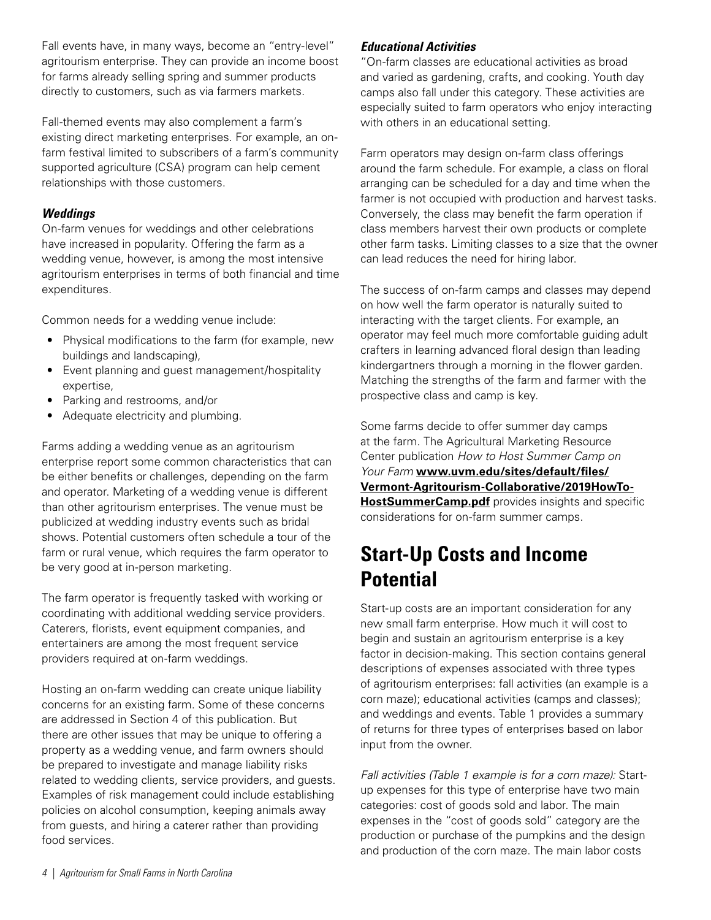Fall events have, in many ways, become an "entry-level" agritourism enterprise. They can provide an income boost for farms already selling spring and summer products directly to customers, such as via farmers markets.

Fall-themed events may also complement a farm's existing direct marketing enterprises. For example, an on-farm festival limited to subscribers of a farm's community supported agriculture (CSA) program can help cement relationships with those customers.

### *Weddings*

On-farm venues for weddings and other celebrations have increased in popularity. Offering the farm as a wedding venue, however, is among the most intensive agritourism enterprises in terms of both financial and time expenditures.

Common needs for a wedding venue include:

- Physical modifications to the farm (for example, new buildings and landscaping),
- Event planning and guest management/hospitality expertise,
- Parking and restrooms, and/or
- Adequate electricity and plumbing.

Farms adding a wedding venue as an agritourism enterprise report some common characteristics that can be either benefits or challenges, depending on the farm and operator. Marketing of a wedding venue is different than other agritourism enterprises. The venue must be publicized at wedding industry events such as bridal shows. Potential customers often schedule a tour of the farm or rural venue, which requires the farm operator to be very good at in-person marketing.

The farm operator is frequently tasked with working or coordinating with additional wedding service providers. Caterers, florists, event equipment companies, and entertainers are among the most frequent service providers required at on-farm weddings.

Hosting an on-farm wedding can create unique liability concerns for an existing farm. Some of these concerns are addressed in Section 4 of this publication. But there are other issues that may be unique to offering a property as a wedding venue, and farm owners should be prepared to investigate and manage liability risks related to wedding clients, service providers, and guests. Examples of risk management could include establishing policies on alcohol consumption, keeping animals away from guests, and hiring a caterer rather than providing food services.

### *Educational Activities*

"On-farm classes are educational activities as broad and varied as gardening, crafts, and cooking. Youth day camps also fall under this category. These activities are especially suited to farm operators who enjoy interacting with others in an educational setting.

Farm operators may design on-farm class offerings around the farm schedule. For example, a class on floral arranging can be scheduled for a day and time when the farmer is not occupied with production and harvest tasks. Conversely, the class may benefit the farm operation if class members harvest their own products or complete other farm tasks. Limiting classes to a size that the owner can lead reduces the need for hiring labor.

The success of on-farm camps and classes may depend on how well the farm operator is naturally suited to interacting with the target clients. For example, an operator may feel much more comfortable guiding adult crafters in learning advanced floral design than leading kindergartners through a morning in the flower garden. Matching the strengths of the farm and farmer with the prospective class and camp is key.

Some farms decide to offer summer day camps at the farm. The Agricultural Marketing Resource Center publication *How to Host Summer Camp on Your Farm* **www.uvm.edu/sites/default/files/Vermont-Agritourism-Collaborative/2019HowToHostSummerCamp.pdf** provides insights and specific considerations for on-farm summer camps.

## Start-Up Costs and Income Potential

Start-up costs are an important consideration for any new small farm enterprise. How much it will cost to begin and sustain an agritourism enterprise is a key factor in decision-making. This section contains general descriptions of expenses associated with three types of agritourism enterprises: fall activities (an example is a corn maze); educational activities (camps and classes); and weddings and events. Table 1 provides a summary of returns for three types of enterprises based on labor input from the owner.

*Fall activities (Table 1 example is for a corn maze):* Start-up expenses for this type of enterprise have two main categories: cost of goods sold and labor. The main expenses in the "cost of goods sold" category are the production or purchase of the pumpkins and the design and production of the corn maze. The main labor costs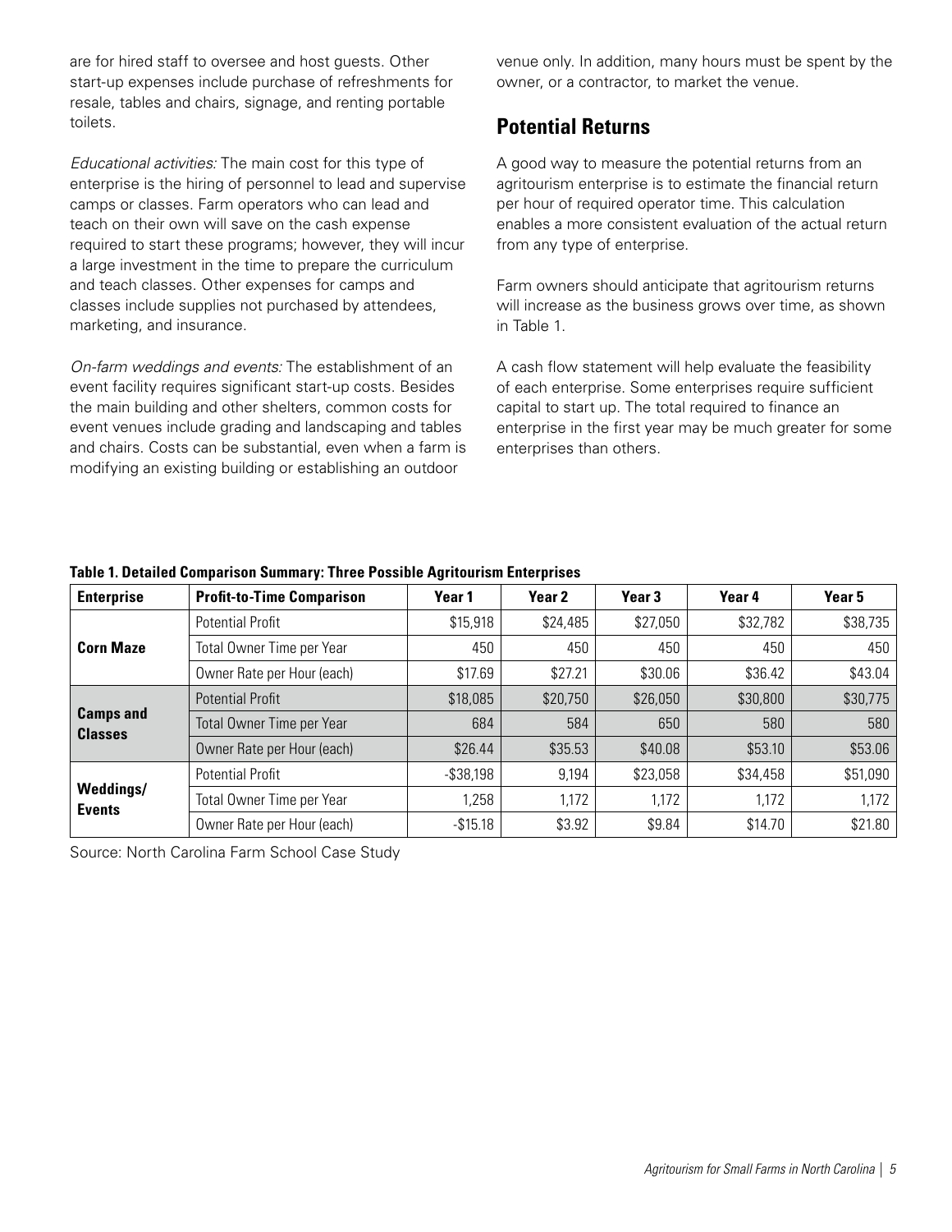are for hired staff to oversee and host guests. Other start-up expenses include purchase of refreshments for resale, tables and chairs, signage, and renting portable toilets.

*Educational activities:* The main cost for this type of enterprise is the hiring of personnel to lead and supervise camps or classes. Farm operators who can lead and teach on their own will save on the cash expense required to start these programs; however, they will incur a large investment in the time to prepare the curriculum and teach classes. Other expenses for camps and classes include supplies not purchased by attendees, marketing, and insurance.

*On-farm weddings and events:* The establishment of an event facility requires significant start-up costs. Besides the main building and other shelters, common costs for event venues include grading and landscaping and tables and chairs. Costs can be substantial, even when a farm is modifying an existing building or establishing an outdoor venue only. In addition, many hours must be spent by the owner, or a contractor, to market the venue.

## Potential Returns

A good way to measure the potential returns from an agritourism enterprise is to estimate the financial return per hour of required operator time. This calculation enables a more consistent evaluation of the actual return from any type of enterprise.

Farm owners should anticipate that agritourism returns will increase as the business grows over time, as shown in Table 1.

A cash flow statement will help evaluate the feasibility of each enterprise. Some enterprises require sufficient capital to start up. The total required to finance an enterprise in the first year may be much greater for some enterprises than others.

**Table 1. Detailed Comparison Summary: Three Possible Agritourism Enterprises**

| Enterprise | Profit-to-Time Comparison | Year 1 | Year 2 | Year 3 | Year 4 | Year 5 |
|---|---|---|---|---|---|---|
| **Corn Maze** | Potential Profit | $15,918 | $24,485 | $27,050 | $32,782 | $38,735 |
| | Total Owner Time per Year | 450 | 450 | 450 | 450 | 450 |
| | Owner Rate per Hour (each) | $17.69 | $27.21 | $30.06 | $36.42 | $43.04 |
| **Camps and Classes** | Potential Profit | $18,085 | $20,750 | $26,050 | $30,800 | $30,775 |
| | Total Owner Time per Year | 684 | 584 | 650 | 580 | 580 |
| | Owner Rate per Hour (each) | $26.44 | $35.53 | $40.08 | $53.10 | $53.06 |
| **Weddings/ Events** | Potential Profit | -$38,198 | 9,194 | $23,058 | $34,458 | $51,090 |
| | Total Owner Time per Year | 1,258 | 1,172 | 1,172 | 1,172 | 1,172 |
| | Owner Rate per Hour (each) | -$15.18 | $3.92 | $9.84 | $14.70 | $21.80 |

Source: North Carolina Farm School Case Study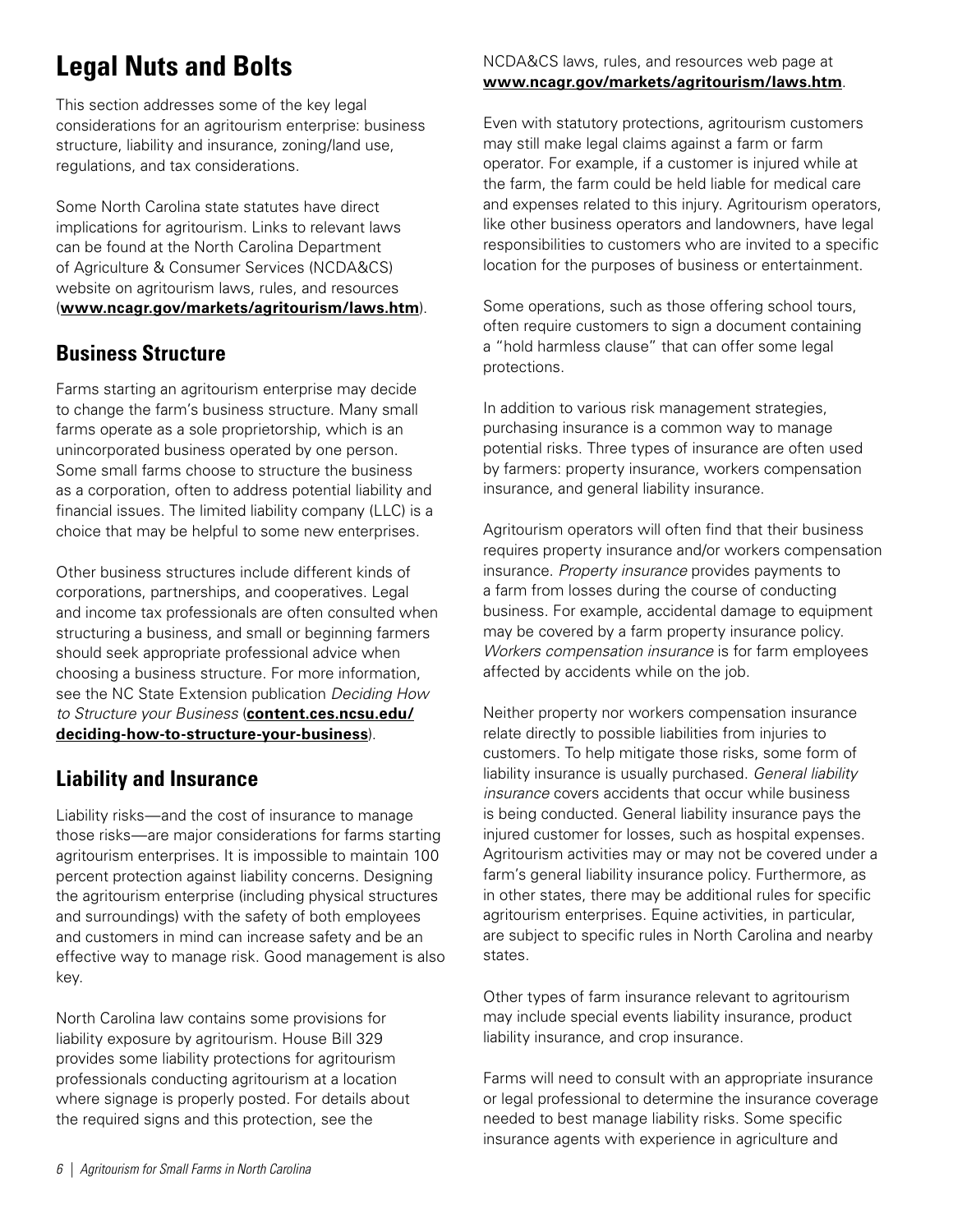# Legal Nuts and Bolts

This section addresses some of the key legal considerations for an agritourism enterprise: business structure, liability and insurance, zoning/land use, regulations, and tax considerations.

Some North Carolina state statutes have direct implications for agritourism. Links to relevant laws can be found at the North Carolina Department of Agriculture & Consumer Services (NCDA&CS) website on agritourism laws, rules, and resources (**www.ncagr.gov/markets/agritourism/laws.htm**).

## Business Structure

Farms starting an agritourism enterprise may decide to change the farm's business structure. Many small farms operate as a sole proprietorship, which is an unincorporated business operated by one person. Some small farms choose to structure the business as a corporation, often to address potential liability and financial issues. The limited liability company (LLC) is a choice that may be helpful to some new enterprises.

Other business structures include different kinds of corporations, partnerships, and cooperatives. Legal and income tax professionals are often consulted when structuring a business, and small or beginning farmers should seek appropriate professional advice when choosing a business structure. For more information, see the NC State Extension publication *Deciding How to Structure your Business* (**content.ces.ncsu.edu/deciding-how-to-structure-your-business**).

## Liability and Insurance

Liability risks—and the cost of insurance to manage those risks—are major considerations for farms starting agritourism enterprises. It is impossible to maintain 100 percent protection against liability concerns. Designing the agritourism enterprise (including physical structures and surroundings) with the safety of both employees and customers in mind can increase safety and be an effective way to manage risk. Good management is also key.

North Carolina law contains some provisions for liability exposure by agritourism. House Bill 329 provides some liability protections for agritourism professionals conducting agritourism at a location where signage is properly posted. For details about the required signs and this protection, see the NCDA&CS laws, rules, and resources web page at **www.ncagr.gov/markets/agritourism/laws.htm**.

Even with statutory protections, agritourism customers may still make legal claims against a farm or farm operator. For example, if a customer is injured while at the farm, the farm could be held liable for medical care and expenses related to this injury. Agritourism operators, like other business operators and landowners, have legal responsibilities to customers who are invited to a specific location for the purposes of business or entertainment.

Some operations, such as those offering school tours, often require customers to sign a document containing a "hold harmless clause" that can offer some legal protections.

In addition to various risk management strategies, purchasing insurance is a common way to manage potential risks. Three types of insurance are often used by farmers: property insurance, workers compensation insurance, and general liability insurance.

Agritourism operators will often find that their business requires property insurance and/or workers compensation insurance. *Property insurance* provides payments to a farm from losses during the course of conducting business. For example, accidental damage to equipment may be covered by a farm property insurance policy. *Workers compensation insurance* is for farm employees affected by accidents while on the job.

Neither property nor workers compensation insurance relate directly to possible liabilities from injuries to customers. To help mitigate those risks, some form of liability insurance is usually purchased. *General liability insurance* covers accidents that occur while business is being conducted. General liability insurance pays the injured customer for losses, such as hospital expenses. Agritourism activities may or may not be covered under a farm's general liability insurance policy. Furthermore, as in other states, there may be additional rules for specific agritourism enterprises. Equine activities, in particular, are subject to specific rules in North Carolina and nearby states.

Other types of farm insurance relevant to agritourism may include special events liability insurance, product liability insurance, and crop insurance.

Farms will need to consult with an appropriate insurance or legal professional to determine the insurance coverage needed to best manage liability risks. Some specific insurance agents with experience in agriculture and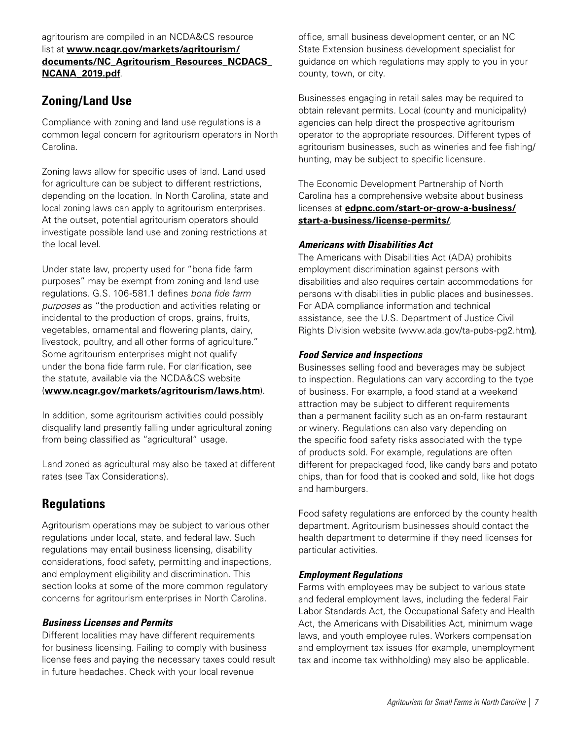agritourism are compiled in an NCDA&CS resource list at **www.ncagr.gov/markets/agritourism/documents/NC_Agritourism_Resources_NCDACS_NCANA_2019.pdf**.

## Zoning/Land Use

Compliance with zoning and land use regulations is a common legal concern for agritourism operators in North Carolina.

Zoning laws allow for specific uses of land. Land used for agriculture can be subject to different restrictions, depending on the location. In North Carolina, state and local zoning laws can apply to agritourism enterprises. At the outset, potential agritourism operators should investigate possible land use and zoning restrictions at the local level.

Under state law, property used for "bona fide farm purposes" may be exempt from zoning and land use regulations. G.S. 106-581.1 defines *bona fide farm purposes* as "the production and activities relating or incidental to the production of crops, grains, fruits, vegetables, ornamental and flowering plants, dairy, livestock, poultry, and all other forms of agriculture." Some agritourism enterprises might not qualify under the bona fide farm rule. For clarification, see the statute, available via the NCDA&CS website (**www.ncagr.gov/markets/agritourism/laws.htm**).

In addition, some agritourism activities could possibly disqualify land presently falling under agricultural zoning from being classified as "agricultural" usage.

Land zoned as agricultural may also be taxed at different rates (see Tax Considerations).

## Regulations

Agritourism operations may be subject to various other regulations under local, state, and federal law. Such regulations may entail business licensing, disability considerations, food safety, permitting and inspections, and employment eligibility and discrimination. This section looks at some of the more common regulatory concerns for agritourism enterprises in North Carolina.

### *Business Licenses and Permits*

Different localities may have different requirements for business licensing. Failing to comply with business license fees and paying the necessary taxes could result in future headaches. Check with your local revenue office, small business development center, or an NC State Extension business development specialist for guidance on which regulations may apply to you in your county, town, or city.

Businesses engaging in retail sales may be required to obtain relevant permits. Local (county and municipality) agencies can help direct the prospective agritourism operator to the appropriate resources. Different types of agritourism businesses, such as wineries and fee fishing/hunting, may be subject to specific licensure.

The Economic Development Partnership of North Carolina has a comprehensive website about business licenses at **edpnc.com/start-or-grow-a-business/start-a-business/license-permits/**.

### *Americans with Disabilities Act*

The Americans with Disabilities Act (ADA) prohibits employment discrimination against persons with disabilities and also requires certain accommodations for persons with disabilities in public places and businesses. For ADA compliance information and technical assistance, see the U.S. Department of Justice Civil Rights Division website (www.ada.gov/ta-pubs-pg2.htm**)**.

### *Food Service and Inspections*

Businesses selling food and beverages may be subject to inspection. Regulations can vary according to the type of business. For example, a food stand at a weekend attraction may be subject to different requirements than a permanent facility such as an on-farm restaurant or winery. Regulations can also vary depending on the specific food safety risks associated with the type of products sold. For example, regulations are often different for prepackaged food, like candy bars and potato chips, than for food that is cooked and sold, like hot dogs and hamburgers.

Food safety regulations are enforced by the county health department. Agritourism businesses should contact the health department to determine if they need licenses for particular activities.

### *Employment Regulations*

Farms with employees may be subject to various state and federal employment laws, including the federal Fair Labor Standards Act, the Occupational Safety and Health Act, the Americans with Disabilities Act, minimum wage laws, and youth employee rules. Workers compensation and employment tax issues (for example, unemployment tax and income tax withholding) may also be applicable.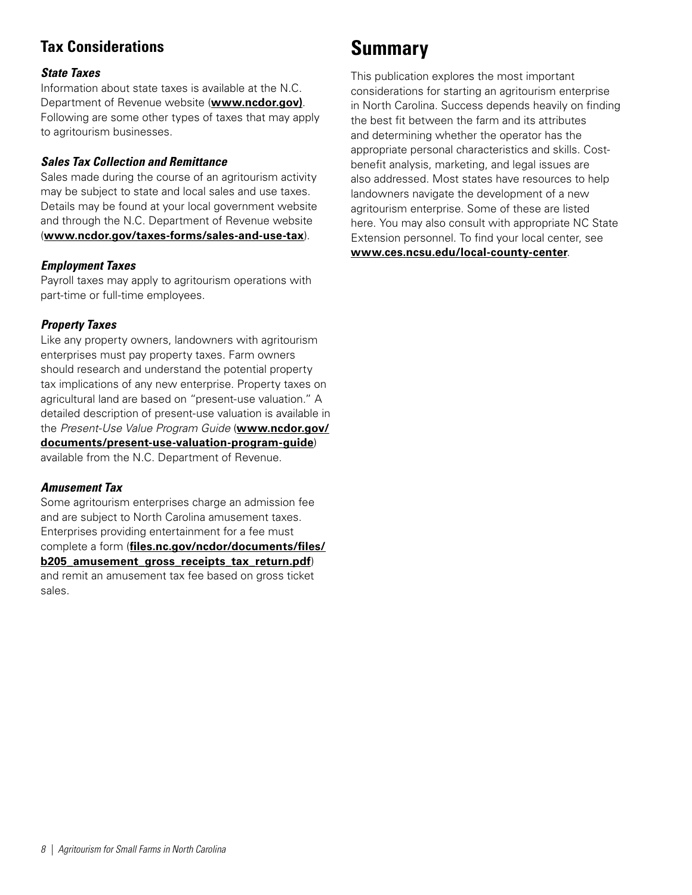## Tax Considerations

### *State Taxes*

Information about state taxes is available at the N.C. Department of Revenue website (**www.ncdor.gov)**. Following are some other types of taxes that may apply to agritourism businesses.

### *Sales Tax Collection and Remittance*

Sales made during the course of an agritourism activity may be subject to state and local sales and use taxes. Details may be found at your local government website and through the N.C. Department of Revenue website (**www.ncdor.gov/taxes-forms/sales-and-use-tax**).

### *Employment Taxes*

Payroll taxes may apply to agritourism operations with part-time or full-time employees.

### *Property Taxes*

Like any property owners, landowners with agritourism enterprises must pay property taxes. Farm owners should research and understand the potential property tax implications of any new enterprise. Property taxes on agricultural land are based on "present-use valuation." A detailed description of present-use valuation is available in the *Present-Use Value Program Guide* (**www.ncdor.gov/documents/present-use-valuation-program-guide**) available from the N.C. Department of Revenue.

### *Amusement Tax*

Some agritourism enterprises charge an admission fee and are subject to North Carolina amusement taxes. Enterprises providing entertainment for a fee must complete a form (**files.nc.gov/ncdor/documents/files/b205_amusement_gross_receipts_tax_return.pdf**) and remit an amusement tax fee based on gross ticket sales.

# Summary

This publication explores the most important considerations for starting an agritourism enterprise in North Carolina. Success depends heavily on finding the best fit between the farm and its attributes and determining whether the operator has the appropriate personal characteristics and skills. Cost-benefit analysis, marketing, and legal issues are also addressed. Most states have resources to help landowners navigate the development of a new agritourism enterprise. Some of these are listed here. You may also consult with appropriate NC State Extension personnel. To find your local center, see **www.ces.ncsu.edu/local-county-center**.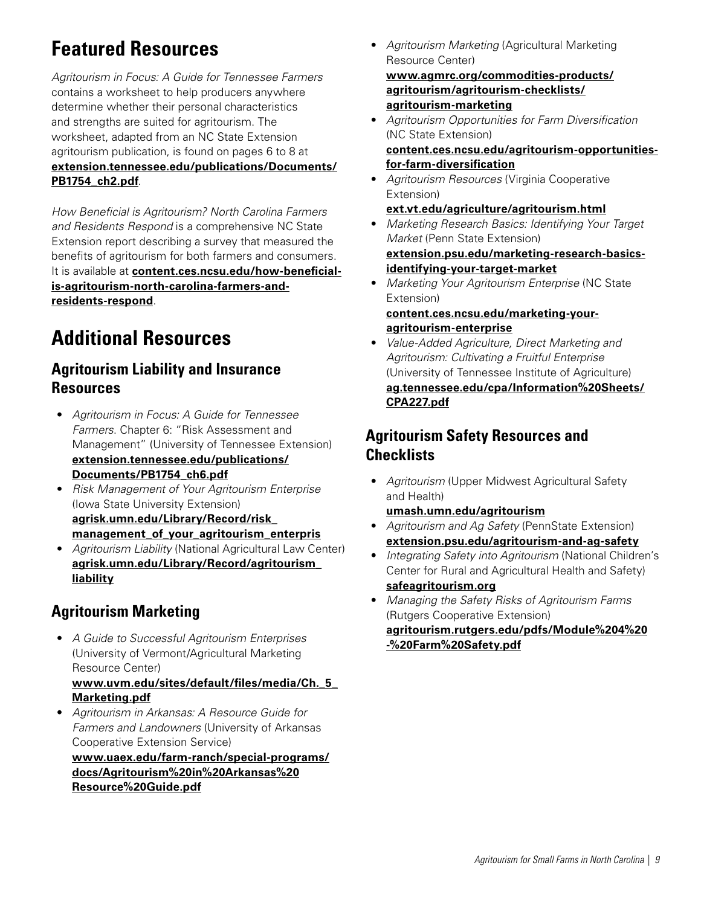# Featured Resources

*Agritourism in Focus: A Guide for Tennessee Farmers* contains a worksheet to help producers anywhere determine whether their personal characteristics and strengths are suited for agritourism. The worksheet, adapted from an NC State Extension agritourism publication, is found on pages 6 to 8 at **extension.tennessee.edu/publications/Documents/PB1754_ch2.pdf**.

*How Beneficial is Agritourism? North Carolina Farmers and Residents Respond* is a comprehensive NC State Extension report describing a survey that measured the benefits of agritourism for both farmers and consumers. It is available at **content.ces.ncsu.edu/how-beneficial-is-agritourism-north-carolina-farmers-and-residents-respond**.

# Additional Resources

## Agritourism Liability and Insurance Resources

- *Agritourism in Focus: A Guide for Tennessee Farmers*. Chapter 6: "Risk Assessment and Management" (University of Tennessee Extension) **extension.tennessee.edu/publications/Documents/PB1754_ch6.pdf**
- *Risk Management of Your Agritourism Enterprise* (Iowa State University Extension) **agrisk.umn.edu/Library/Record/risk_management_of_your_agritourism_enterpris**
- *Agritourism Liability* (National Agricultural Law Center) **agrisk.umn.edu/Library/Record/agritourism_liability**

## Agritourism Marketing

- *A Guide to Successful Agritourism Enterprises* (University of Vermont/Agricultural Marketing Resource Center) **www.uvm.edu/sites/default/files/media/Ch._5_Marketing.pdf**
- *Agritourism in Arkansas: A Resource Guide for Farmers and Landowners* (University of Arkansas Cooperative Extension Service) **www.uaex.edu/farm-ranch/special-programs/docs/Agritourism%20in%20Arkansas%20Resource%20Guide.pdf**
- *Agritourism Marketing* (Agricultural Marketing Resource Center) **www.agmrc.org/commodities-products/agritourism/agritourism-checklists/agritourism-marketing**
- *Agritourism Opportunities for Farm Diversification* (NC State Extension) **content.ces.ncsu.edu/agritourism-opportunities-for-farm-diversification**
- *Agritourism Resources* (Virginia Cooperative Extension) **ext.vt.edu/agriculture/agritourism.html**
- *Marketing Research Basics: Identifying Your Target Market* (Penn State Extension) **extension.psu.edu/marketing-research-basics-identifying-your-target-market**
- *Marketing Your Agritourism Enterprise* (NC State Extension) **content.ces.ncsu.edu/marketing-your-agritourism-enterprise**
- *Value-Added Agriculture, Direct Marketing and Agritourism: Cultivating a Fruitful Enterprise* (University of Tennessee Institute of Agriculture) **ag.tennessee.edu/cpa/Information%20Sheets/CPA227.pdf**

## Agritourism Safety Resources and Checklists

- *Agritourism* (Upper Midwest Agricultural Safety and Health) **umash.umn.edu/agritourism**
- *Agritourism and Ag Safety* (PennState Extension) **extension.psu.edu/agritourism-and-ag-safety**
- *Integrating Safety into Agritourism* (National Children's Center for Rural and Agricultural Health and Safety) **safeagritourism.org**
- *Managing the Safety Risks of Agritourism Farms* (Rutgers Cooperative Extension) **agritourism.rutgers.edu/pdfs/Module%204%20-%20Farm%20Safety.pdf**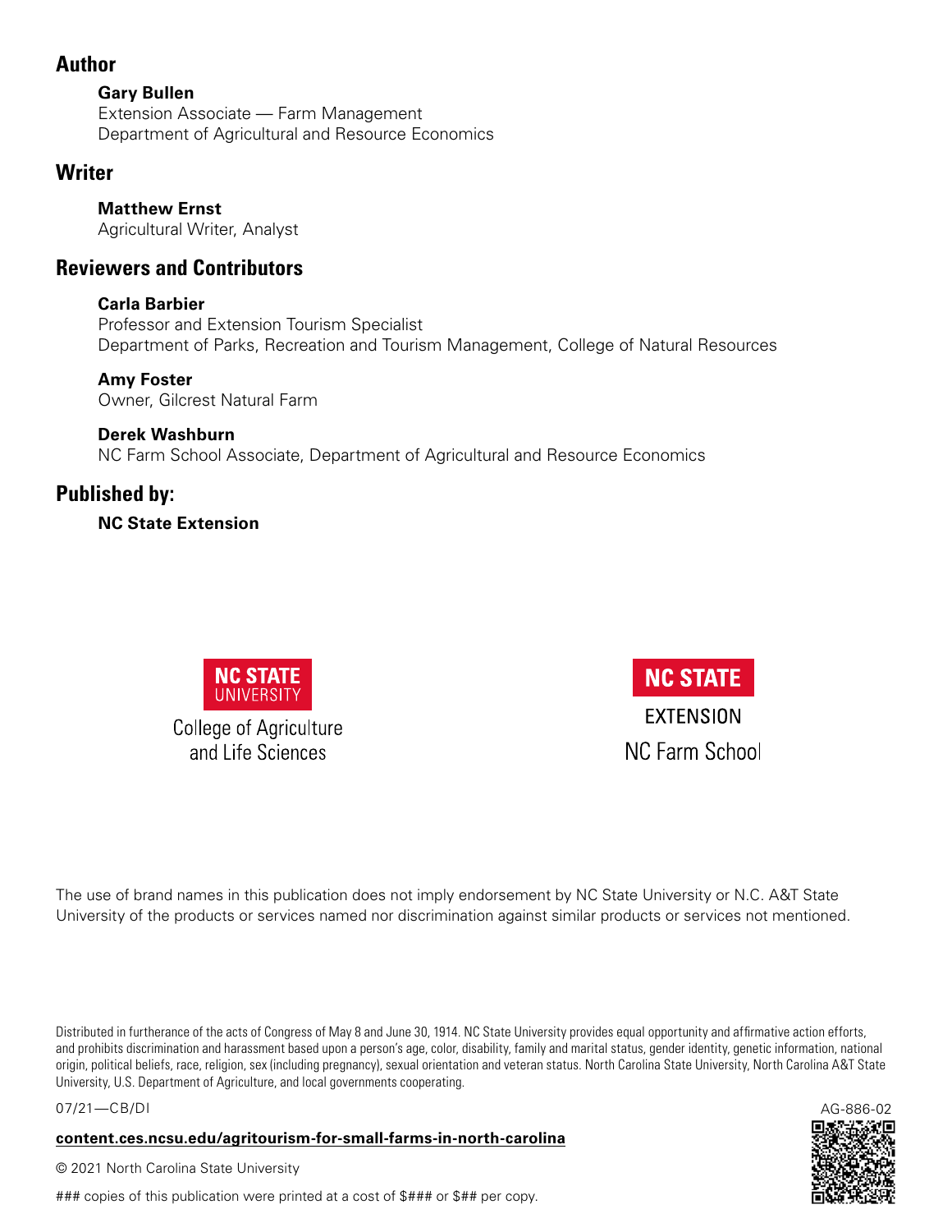## Author

**Gary Bullen**
Extension Associate — Farm Management
Department of Agricultural and Resource Economics

## Writer

**Matthew Ernst**
Agricultural Writer, Analyst

## Reviewers and Contributors

**Carla Barbier**
Professor and Extension Tourism Specialist
Department of Parks, Recreation and Tourism Management, College of Natural Resources

**Amy Foster**
Owner, Gilcrest Natural Farm

**Derek Washburn**
NC Farm School Associate, Department of Agricultural and Resource Economics

## Published by:

**NC State Extension**

NC STATE UNIVERSITY
College of Agriculture and Life Sciences

NC STATE EXTENSION
NC Farm School

The use of brand names in this publication does not imply endorsement by NC State University or N.C. A&T State University of the products or services named nor discrimination against similar products or services not mentioned.

Distributed in furtherance of the acts of Congress of May 8 and June 30, 1914. NC State University provides equal opportunity and affirmative action efforts, and prohibits discrimination and harassment based upon a person's age, color, disability, family and marital status, gender identity, genetic information, national origin, political beliefs, race, religion, sex (including pregnancy), sexual orientation and veteran status. North Carolina State University, North Carolina A&T State University, U.S. Department of Agriculture, and local governments cooperating.

07/21—CB/DI

AG-886-02

**content.ces.ncsu.edu/agritourism-for-small-farms-in-north-carolina**

© 2021 North Carolina State University

### copies of this publication were printed at a cost of $### or $## per copy.